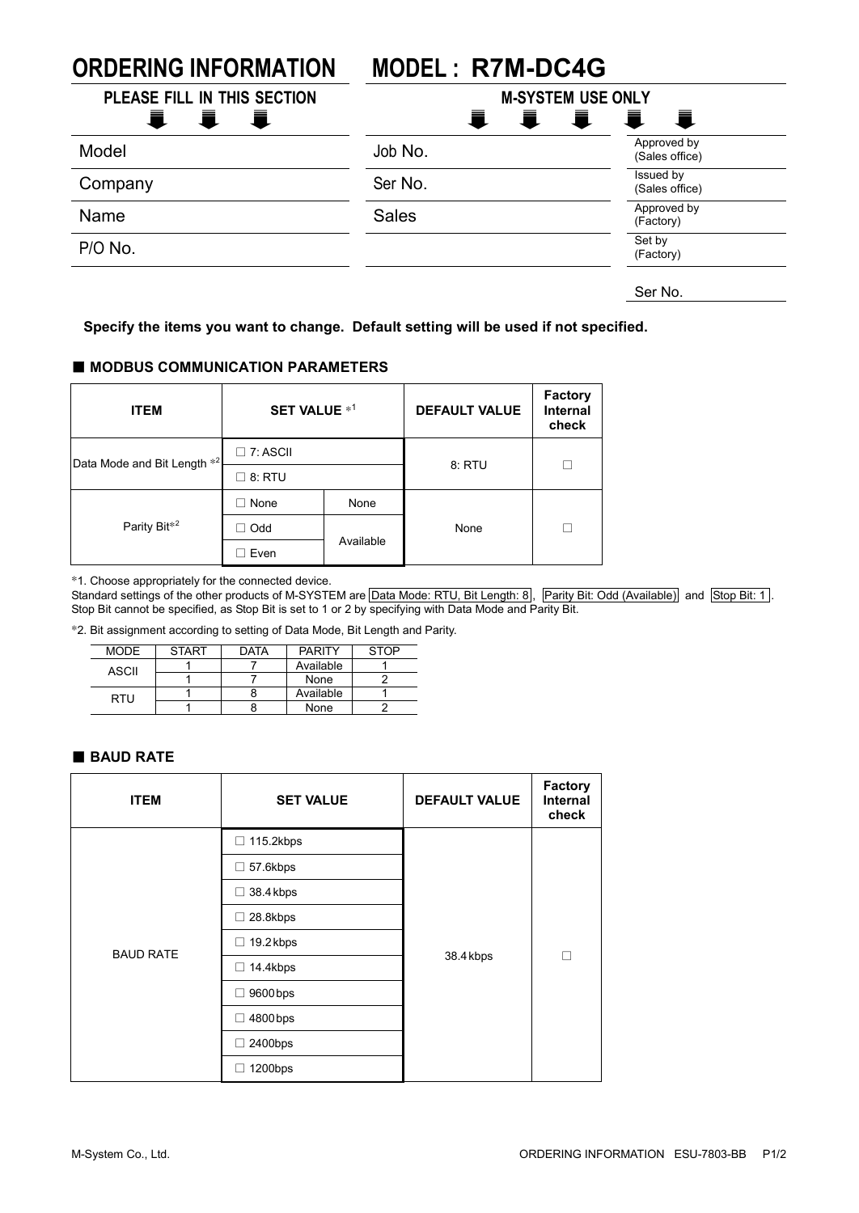# ORDERING INFORMATION MODEL : R7M-DC4G

| PLEASE FILL IN THIS SECTION | M-SYSTEM USE ONLY | |
|---|---|---|
| Model | Job No. | Approved by (Sales office) |
| Company | Ser No. | Issued by (Sales office) |
| Name | Sales | Approved by (Factory) |
| P/O No. | | Set by (Factory) |
| | | Ser No. |

**Specify the items you want to change. Default setting will be used if not specified.**

## ■ MODBUS COMMUNICATION PARAMETERS

| ITEM | SET VALUE *1 | | DEFAULT VALUE | Factory Internal check |
|---|---|---|---|---|
| Data Mode and Bit Length *2 | ☐ 7: ASCII | | 8: RTU | ☐ |
| | ☐ 8: RTU | | | |
| Parity Bit*2 | ☐ None | None | None | ☐ |
| | ☐ Odd | Available | | |
| | ☐ Even | | | |

*1. Choose appropriately for the connected device.
Standard settings of the other products of M-SYSTEM are Data Mode: RTU, Bit Length: 8, Parity Bit: Odd (Available) and Stop Bit: 1.
Stop Bit cannot be specified, as Stop Bit is set to 1 or 2 by specifying with Data Mode and Parity Bit.

*2. Bit assignment according to setting of Data Mode, Bit Length and Parity.

| MODE | START | DATA | PARITY | STOP |
|---|---|---|---|---|
| ASCII | 1 | 7 | Available | 1 |
| | 1 | 7 | None | 2 |
| RTU | 1 | 8 | Available | 1 |
| | 1 | 8 | None | 2 |

## ■ BAUD RATE

| ITEM | SET VALUE | DEFAULT VALUE | Factory Internal check |
|---|---|---|---|
| BAUD RATE | ☐ 115.2kbps | 38.4 kbps | ☐ |
| | ☐ 57.6kbps | | |
| | ☐ 38.4 kbps | | |
| | ☐ 28.8kbps | | |
| | ☐ 19.2 kbps | | |
| | ☐ 14.4kbps | | |
| | ☐ 9600 bps | | |
| | ☐ 4800 bps | | |
| | ☐ 2400bps | | |
| | ☐ 1200bps | | |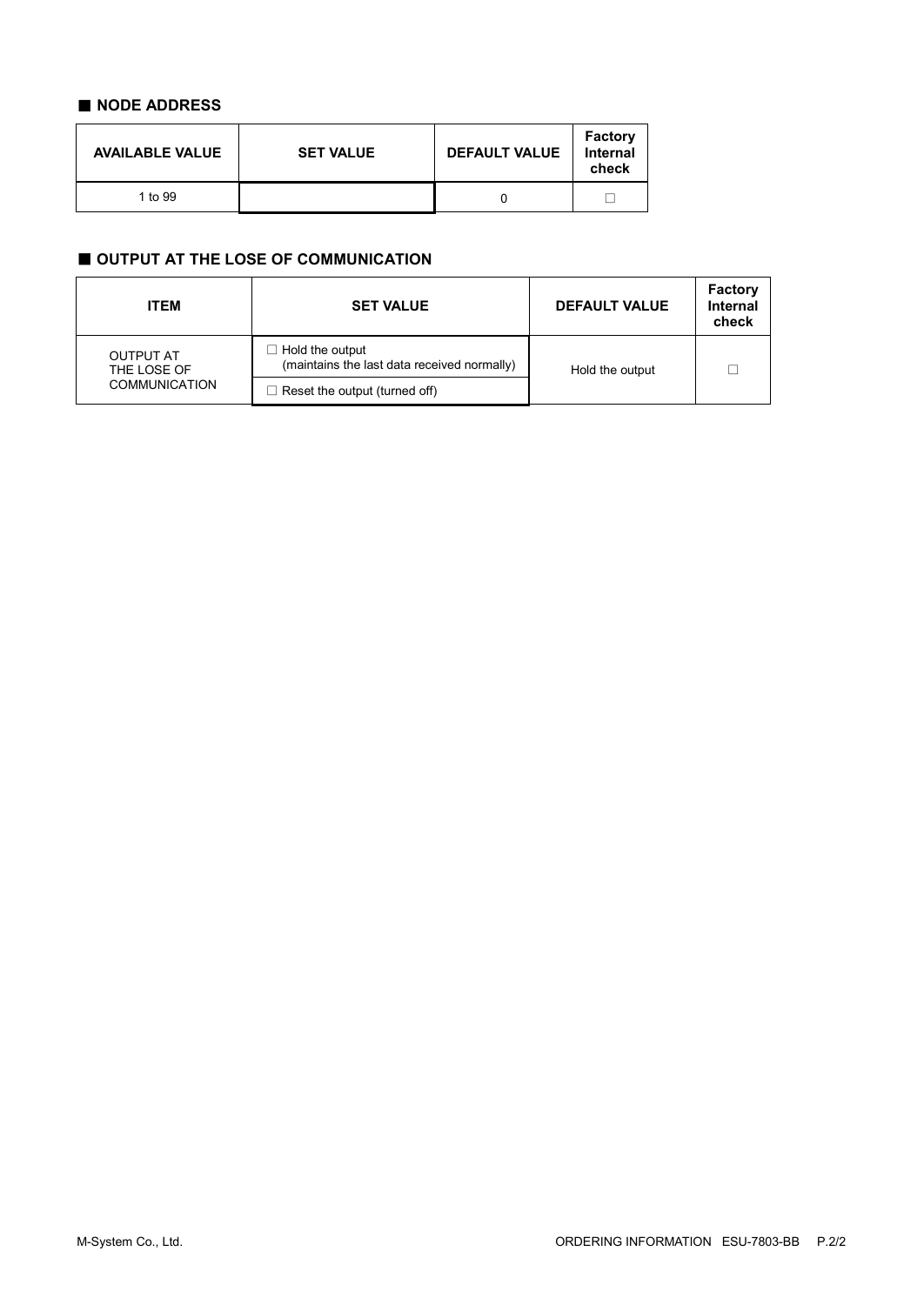## ■ NODE ADDRESS

| AVAILABLE VALUE | SET VALUE | DEFAULT VALUE | Factory Internal check |
|---|---|---|---|
| 1 to 99 | | 0 | ☐ |

## ■ OUTPUT AT THE LOSE OF COMMUNICATION

| ITEM | SET VALUE | DEFAULT VALUE | Factory Internal check |
|---|---|---|---|
| OUTPUT AT THE LOSE OF COMMUNICATION | ☐ Hold the output (maintains the last data received normally) | Hold the output | ☐ |
| | ☐ Reset the output (turned off) | | |

M-System Co., Ltd. ORDERING INFORMATION ESU-7803-BB